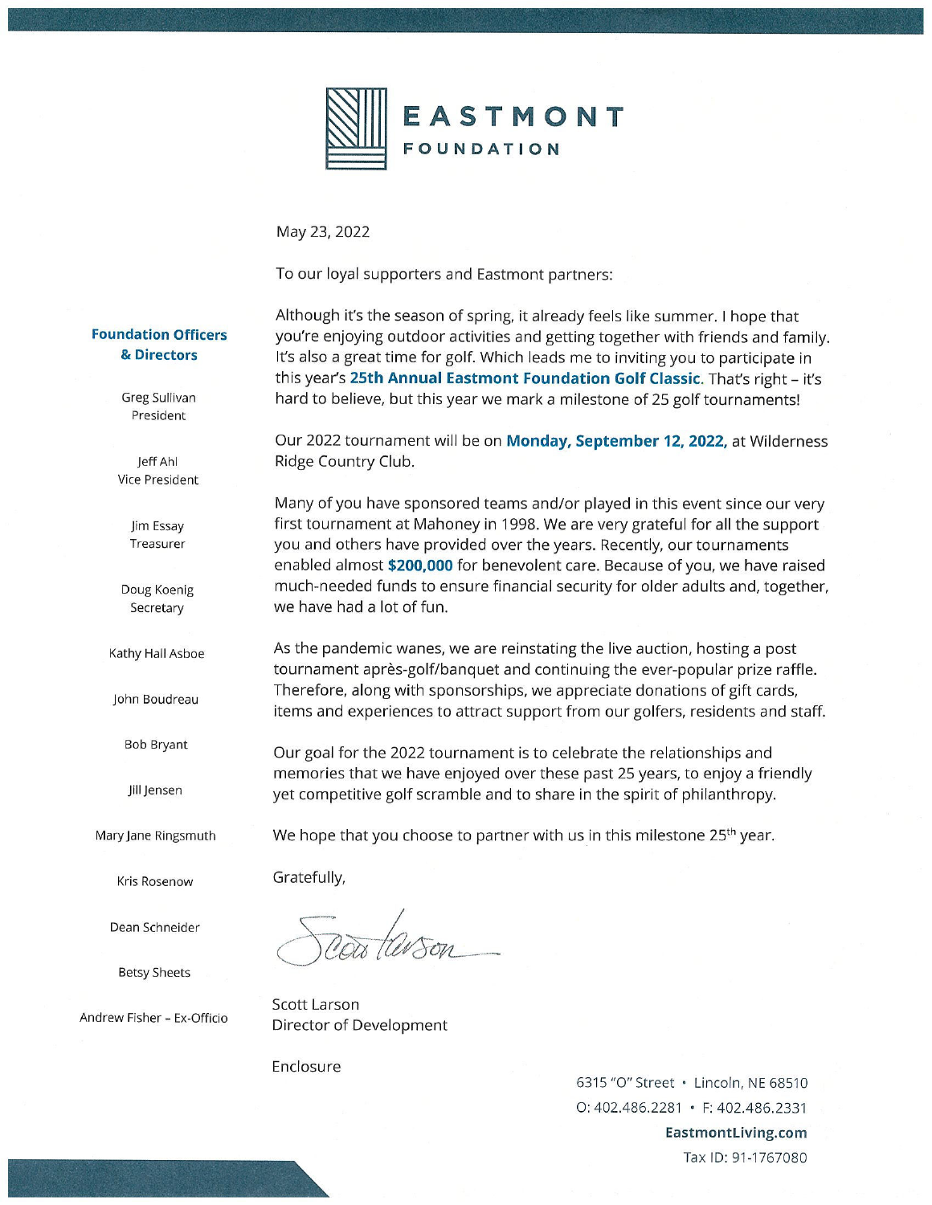# EASTMONT FOUNDATION

**Foundation Officers & Directors**

Greg Sullivan
President

Jeff Ahl
Vice President

Jim Essay
Treasurer

Doug Koenig
Secretary

Kathy Hall Asboe

John Boudreau

Bob Bryant

Jill Jensen

Mary Jane Ringsmuth

Kris Rosenow

Dean Schneider

Betsy Sheets

Andrew Fisher - Ex-Officio

May 23, 2022

To our loyal supporters and Eastmont partners:

Although it's the season of spring, it already feels like summer. I hope that you're enjoying outdoor activities and getting together with friends and family. It's also a great time for golf. Which leads me to inviting you to participate in this year's **25th Annual Eastmont Foundation Golf Classic**. That's right – it's hard to believe, but this year we mark a milestone of 25 golf tournaments!

Our 2022 tournament will be on **Monday, September 12, 2022,** at Wilderness Ridge Country Club.

Many of you have sponsored teams and/or played in this event since our very first tournament at Mahoney in 1998. We are very grateful for all the support you and others have provided over the years. Recently, our tournaments enabled almost **$200,000** for benevolent care. Because of you, we have raised much-needed funds to ensure financial security for older adults and, together, we have had a lot of fun.

As the pandemic wanes, we are reinstating the live auction, hosting a post tournament après-golf/banquet and continuing the ever-popular prize raffle. Therefore, along with sponsorships, we appreciate donations of gift cards, items and experiences to attract support from our golfers, residents and staff.

Our goal for the 2022 tournament is to celebrate the relationships and memories that we have enjoyed over these past 25 years, to enjoy a friendly yet competitive golf scramble and to share in the spirit of philanthropy.

We hope that you choose to partner with us in this milestone 25th year.

Gratefully,

Scott Larson

Scott Larson
Director of Development

Enclosure

6315 "O" Street • Lincoln, NE 68510
O: 402.486.2281 • F: 402.486.2331
**EastmontLiving.com**
Tax ID: 91-1767080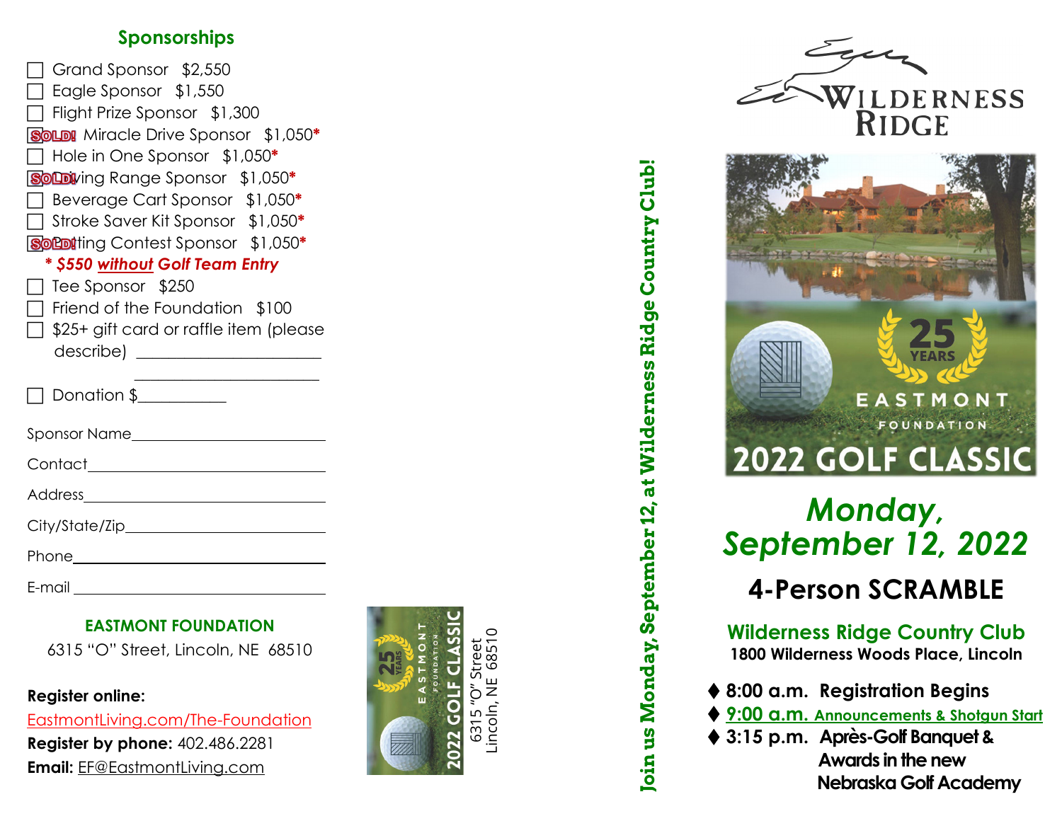## Sponsorships

- ☐ Grand Sponsor $2,550
- ☐ Eagle Sponsor $1,550
- ☐ Flight Prize Sponsor $1,300
- **SOLD!** Miracle Drive Sponsor $1,050*
- ☐ Hole in One Sponsor $1,050*
- **SOLD!** Driving Range Sponsor $1,050*
- ☐ Beverage Cart Sponsor $1,050*
- ☐ Stroke Saver Kit Sponsor $1,050*
- **SOLD!** Putting Contest Sponsor $1,050*

***\* $550 without Golf Team Entry***

- ☐ Tee Sponsor $250
- ☐ Friend of the Foundation $100
- ☐ $25+ gift card or raffle item (please describe) ______________________ ______________________
- ☐ Donation $___________

Sponsor Name______________________

Contact______________________

Address______________________

City/State/Zip______________________

Phone______________________

E-mail______________________

**EASTMONT FOUNDATION**

6315 "O" Street, Lincoln, NE 68510

**Register online:**
EastmontLiving.com/The-Foundation

**Register by phone:** 402.486.2281

**Email:** EF@EastmontLiving.com

25 YEARS EASTMONT FOUNDATION 2022 GOLF CLASSIC

6315 "O" Street
Lincoln, NE 68510

**Join us Monday, September 12, at Wilderness Ridge Country Club!**

WILDERNESS RIDGE

25 YEARS EASTMONT FOUNDATION

# 2022 GOLF CLASSIC

## *Monday, September 12, 2022*

## 4-Person SCRAMBLE

**Wilderness Ridge Country Club**
**1800 Wilderness Woods Place, Lincoln**

- ♦ **8:00 a.m. Registration Begins**
- ♦ **9:00 a.m. Announcements & Shotgun Start**
- ♦ **3:15 p.m. Après-Golf Banquet & Awards in the new Nebraska Golf Academy**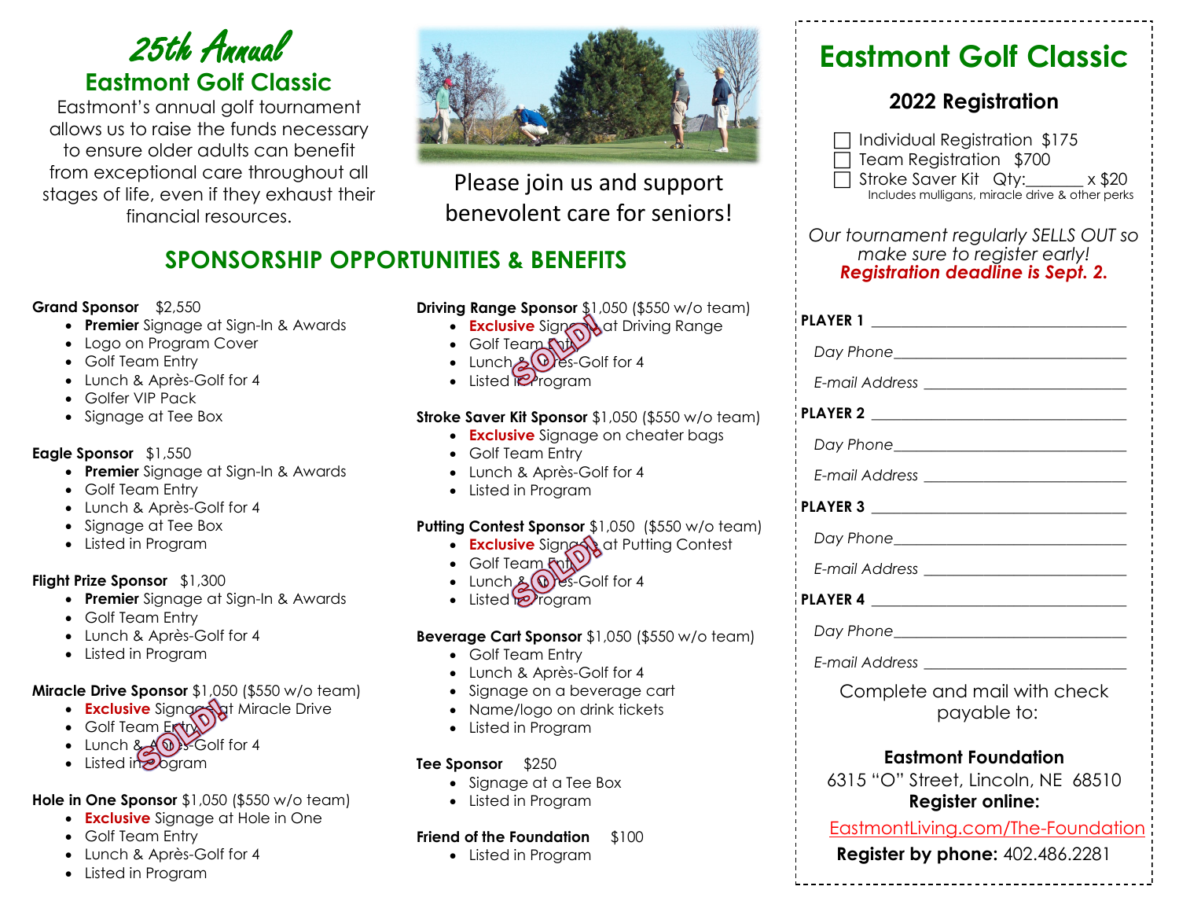# 25th Annual

## Eastmont Golf Classic

Eastmont's annual golf tournament allows us to raise the funds necessary to ensure older adults can benefit from exceptional care throughout all stages of life, even if they exhaust their financial resources.

Please join us and support benevolent care for seniors!

## SPONSORSHIP OPPORTUNITIES & BENEFITS

**Grand Sponsor** $2,550

- **Premier** Signage at Sign-In & Awards
- Logo on Program Cover
- Golf Team Entry
- Lunch & Après-Golf for 4
- Golfer VIP Pack
- Signage at Tee Box

**Eagle Sponsor** $1,550

- **Premier** Signage at Sign-In & Awards
- Golf Team Entry
- Lunch & Après-Golf for 4
- Signage at Tee Box
- Listed in Program

**Flight Prize Sponsor** $1,300

- **Premier** Signage at Sign-In & Awards
- Golf Team Entry
- Lunch & Après-Golf for 4
- Listed in Program

**Miracle Drive Sponsor** $1,050 ($550 w/o team) — SOLD!

- **Exclusive** Signage at Miracle Drive
- Golf Team Entry
- Lunch & Après-Golf for 4
- Listed in Program

**Hole in One Sponsor** $1,050 ($550 w/o team)

- **Exclusive** Signage at Hole in One
- Golf Team Entry
- Lunch & Après-Golf for 4
- Listed in Program

**Driving Range Sponsor** $1,050 ($550 w/o team) — SOLD!

- **Exclusive** Signage at Driving Range
- Golf Team Entry
- Lunch & Après-Golf for 4
- Listed in Program

**Stroke Saver Kit Sponsor** $1,050 ($550 w/o team)

- **Exclusive** Signage on cheater bags
- Golf Team Entry
- Lunch & Après-Golf for 4
- Listed in Program

**Putting Contest Sponsor** $1,050 ($550 w/o team) — SOLD!

- **Exclusive** Signage at Putting Contest
- Golf Team Entry
- Lunch & Après-Golf for 4
- Listed in Program

**Beverage Cart Sponsor** $1,050 ($550 w/o team)

- Golf Team Entry
- Lunch & Après-Golf for 4
- Signage on a beverage cart
- Name/logo on drink tickets
- Listed in Program

**Tee Sponsor** $250

- Signage at a Tee Box
- Listed in Program

**Friend of the Foundation** $100

- Listed in Program

---

# Eastmont Golf Classic

## 2022 Registration

- ☐ Individual Registration $175
- ☐ Team Registration $700
- ☐ Stroke Saver Kit Qty:_______ x $20
  Includes mulligans, miracle drive & other perks

*Our tournament regularly SELLS OUT so make sure to register early!*
***Registration deadline is Sept. 2.***

**PLAYER 1** ______________________________

*Day Phone* ______________________________

*E-mail Address* ______________________________

**PLAYER 2** ______________________________

*Day Phone* ______________________________

*E-mail Address* ______________________________

**PLAYER 3** ______________________________

*Day Phone* ______________________________

*E-mail Address* ______________________________

**PLAYER 4** ______________________________

*Day Phone* ______________________________

*E-mail Address* ______________________________

Complete and mail with check payable to:

**Eastmont Foundation**
6315 "O" Street, Lincoln, NE 68510

**Register online:**
EastmontLiving.com/The-Foundation

**Register by phone:** 402.486.2281